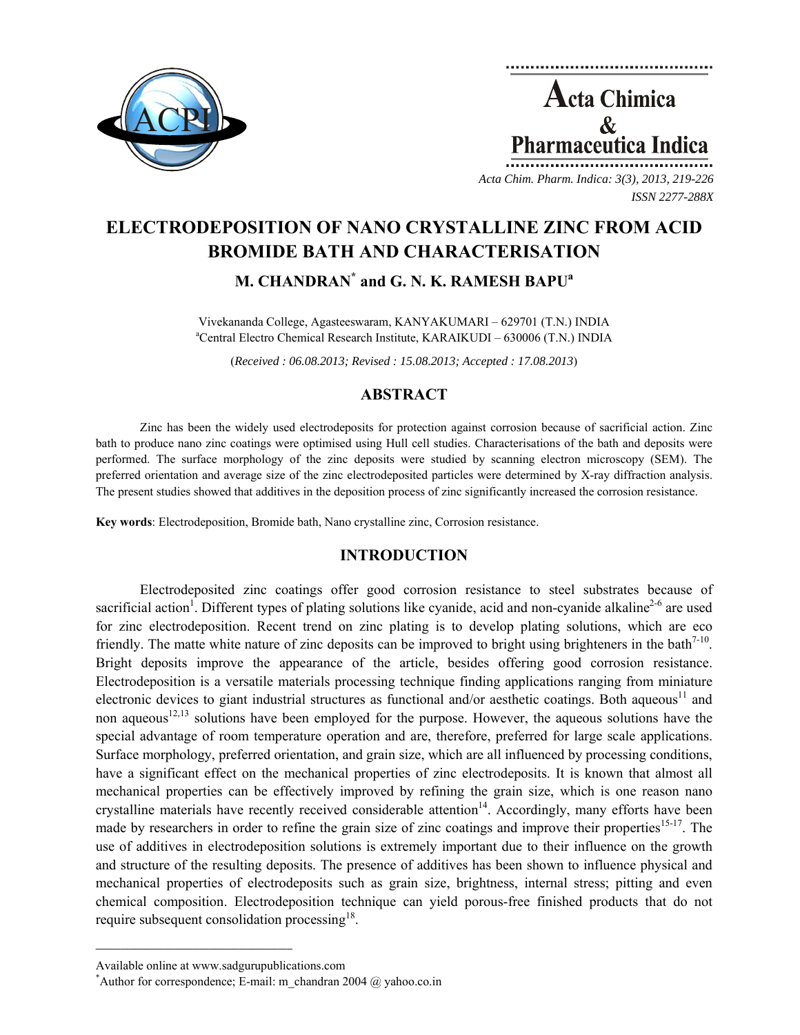# ELECTRODEPOSITION OF NANO CRYSTALLINE ZINC FROM ACID BROMIDE BATH AND CHARACTERISATION

**M. CHANDRAN[*] and G. N. K. RAMESH BAPU[a]**

Vivekananda College, Agasteeswaram, KANYAKUMARI – 629701 (T.N.) INDIA
[a]Central Electro Chemical Research Institute, KARAIKUDI – 630006 (T.N.) INDIA

(*Received : 06.08.2013; Revised : 15.08.2013; Accepted : 17.08.2013*)

## ABSTRACT

Zinc has been the widely used electrodeposits for protection against corrosion because of sacrificial action. Zinc bath to produce nano zinc coatings were optimised using Hull cell studies. Characterisations of the bath and deposits were performed. The surface morphology of the zinc deposits were studied by scanning electron microscopy (SEM). The preferred orientation and average size of the zinc electrodeposited particles were determined by X-ray diffraction analysis. The present studies showed that additives in the deposition process of zinc significantly increased the corrosion resistance.

**Key words**: Electrodeposition, Bromide bath, Nano crystalline zinc, Corrosion resistance.

## INTRODUCTION

Electrodeposited zinc coatings offer good corrosion resistance to steel substrates because of sacrificial action[1]. Different types of plating solutions like cyanide, acid and non-cyanide alkaline[2-6] are used for zinc electrodeposition. Recent trend on zinc plating is to develop plating solutions, which are eco friendly. The matte white nature of zinc deposits can be improved to bright using brighteners in the bath[7-10]. Bright deposits improve the appearance of the article, besides offering good corrosion resistance. Electrodeposition is a versatile materials processing technique finding applications ranging from miniature electronic devices to giant industrial structures as functional and/or aesthetic coatings. Both aqueous[11] and non aqueous[12,13] solutions have been employed for the purpose. However, the aqueous solutions have the special advantage of room temperature operation and are, therefore, preferred for large scale applications. Surface morphology, preferred orientation, and grain size, which are all influenced by processing conditions, have a significant effect on the mechanical properties of zinc electrodeposits. It is known that almost all mechanical properties can be effectively improved by refining the grain size, which is one reason nano crystalline materials have recently received considerable attention[14]. Accordingly, many efforts have been made by researchers in order to refine the grain size of zinc coatings and improve their properties[15-17]. The use of additives in electrodeposition solutions is extremely important due to their influence on the growth and structure of the resulting deposits. The presence of additives has been shown to influence physical and mechanical properties of electrodeposits such as grain size, brightness, internal stress; pitting and even chemical composition. Electrodeposition technique can yield porous-free finished products that do not require subsequent consolidation processing[18].

---

Available online at www.sadgurupublications.com

[*]Author for correspondence; E-mail: m_chandran 2004 @ yahoo.co.in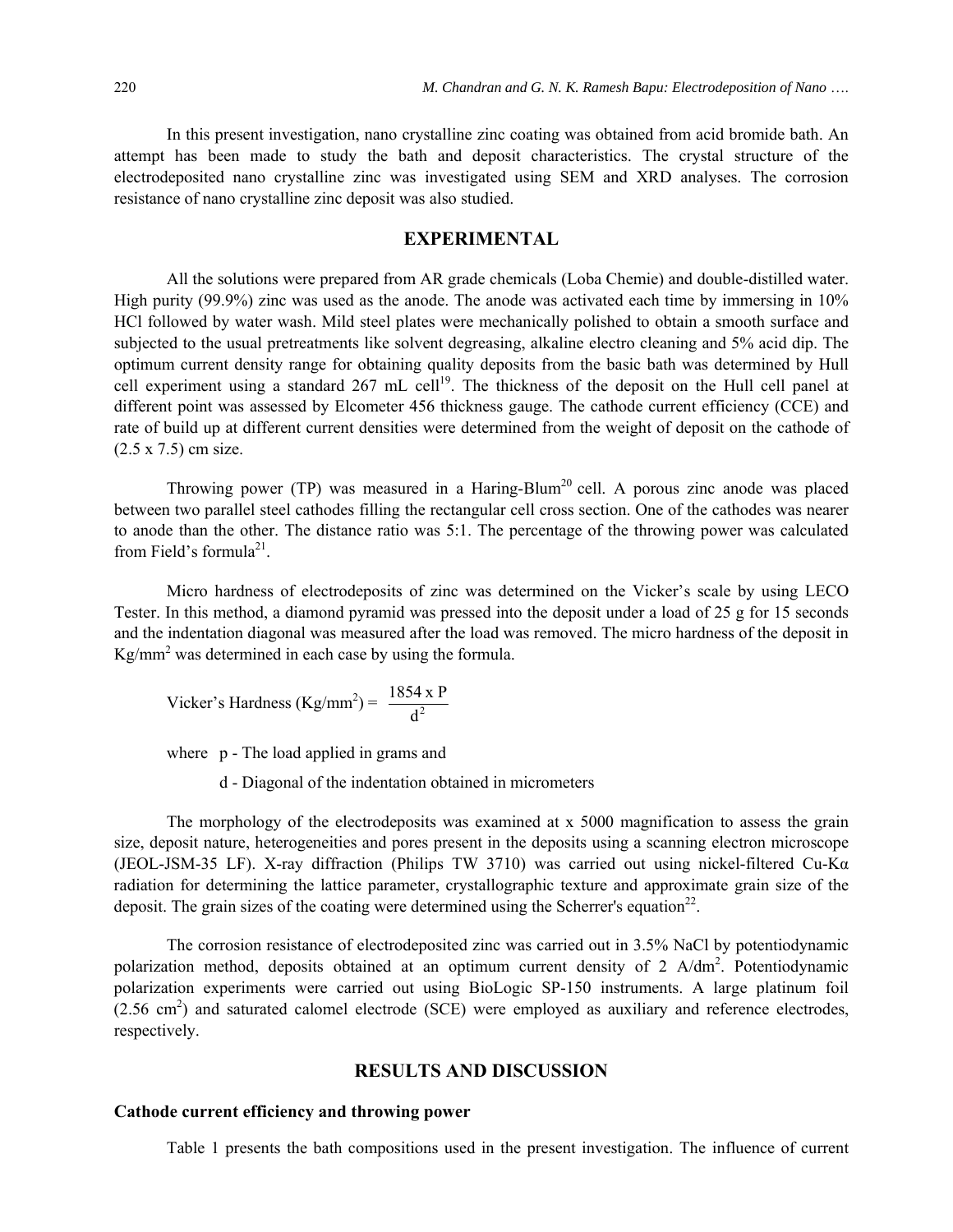In this present investigation, nano crystalline zinc coating was obtained from acid bromide bath. An attempt has been made to study the bath and deposit characteristics. The crystal structure of the electrodeposited nano crystalline zinc was investigated using SEM and XRD analyses. The corrosion resistance of nano crystalline zinc deposit was also studied.

## EXPERIMENTAL

All the solutions were prepared from AR grade chemicals (Loba Chemie) and double-distilled water. High purity (99.9%) zinc was used as the anode. The anode was activated each time by immersing in 10% HCl followed by water wash. Mild steel plates were mechanically polished to obtain a smooth surface and subjected to the usual pretreatments like solvent degreasing, alkaline electro cleaning and 5% acid dip. The optimum current density range for obtaining quality deposits from the basic bath was determined by Hull cell experiment using a standard 267 mL cell[19]. The thickness of the deposit on the Hull cell panel at different point was assessed by Elcometer 456 thickness gauge. The cathode current efficiency (CCE) and rate of build up at different current densities were determined from the weight of deposit on the cathode of (2.5 x 7.5) cm size.

Throwing power (TP) was measured in a Haring-Blum[20] cell. A porous zinc anode was placed between two parallel steel cathodes filling the rectangular cell cross section. One of the cathodes was nearer to anode than the other. The distance ratio was 5:1. The percentage of the throwing power was calculated from Field's formula[21].

Micro hardness of electrodeposits of zinc was determined on the Vicker's scale by using LECO Tester. In this method, a diamond pyramid was pressed into the deposit under a load of 25 g for 15 seconds and the indentation diagonal was measured after the load was removed. The micro hardness of the deposit in Kg/mm$^2$ was determined in each case by using the formula.

$$\text{Vicker's Hardness (Kg/mm}^2\text{)} = \frac{1854 \times P}{d^2}$$

where p - The load applied in grams and

d - Diagonal of the indentation obtained in micrometers

The morphology of the electrodeposits was examined at x 5000 magnification to assess the grain size, deposit nature, heterogeneities and pores present in the deposits using a scanning electron microscope (JEOL-JSM-35 LF). X-ray diffraction (Philips TW 3710) was carried out using nickel-filtered Cu-Kα radiation for determining the lattice parameter, crystallographic texture and approximate grain size of the deposit. The grain sizes of the coating were determined using the Scherrer's equation[22].

The corrosion resistance of electrodeposited zinc was carried out in 3.5% NaCl by potentiodynamic polarization method, deposits obtained at an optimum current density of 2 A/dm$^2$. Potentiodynamic polarization experiments were carried out using BioLogic SP-150 instruments. A large platinum foil (2.56 cm$^2$) and saturated calomel electrode (SCE) were employed as auxiliary and reference electrodes, respectively.

## RESULTS AND DISCUSSION

### Cathode current efficiency and throwing power

Table 1 presents the bath compositions used in the present investigation. The influence of current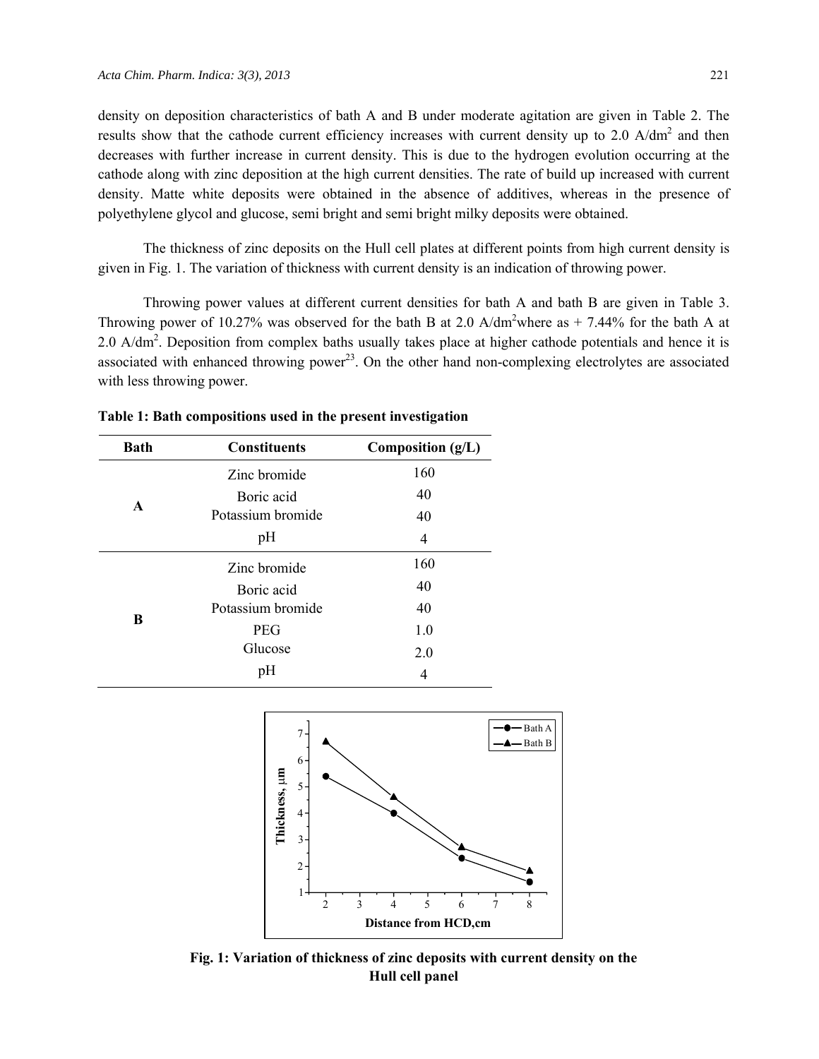density on deposition characteristics of bath A and B under moderate agitation are given in Table 2. The results show that the cathode current efficiency increases with current density up to 2.0 A/dm$^2$ and then decreases with further increase in current density. This is due to the hydrogen evolution occurring at the cathode along with zinc deposition at the high current densities. The rate of build up increased with current density. Matte white deposits were obtained in the absence of additives, whereas in the presence of polyethylene glycol and glucose, semi bright and semi bright milky deposits were obtained.

The thickness of zinc deposits on the Hull cell plates at different points from high current density is given in Fig. 1. The variation of thickness with current density is an indication of throwing power.

Throwing power values at different current densities for bath A and bath B are given in Table 3. Throwing power of 10.27% was observed for the bath B at 2.0 A/dm$^2$where as + 7.44% for the bath A at 2.0 A/dm$^2$. Deposition from complex baths usually takes place at higher cathode potentials and hence it is associated with enhanced throwing power[23]. On the other hand non-complexing electrolytes are associated with less throwing power.

**Table 1: Bath compositions used in the present investigation**

| Bath | Constituents | Composition (g/L) |
|---|---|---|
| **A** | Zinc bromide | 160 |
| | Boric acid | 40 |
| | Potassium bromide | 40 |
| | pH | 4 |
| **B** | Zinc bromide | 160 |
| | Boric acid | 40 |
| | Potassium bromide | 40 |
| | PEG | 1.0 |
| | Glucose | 2.0 |
| | pH | 4 |

**Fig. 1: Variation of thickness of zinc deposits with current density on the Hull cell panel**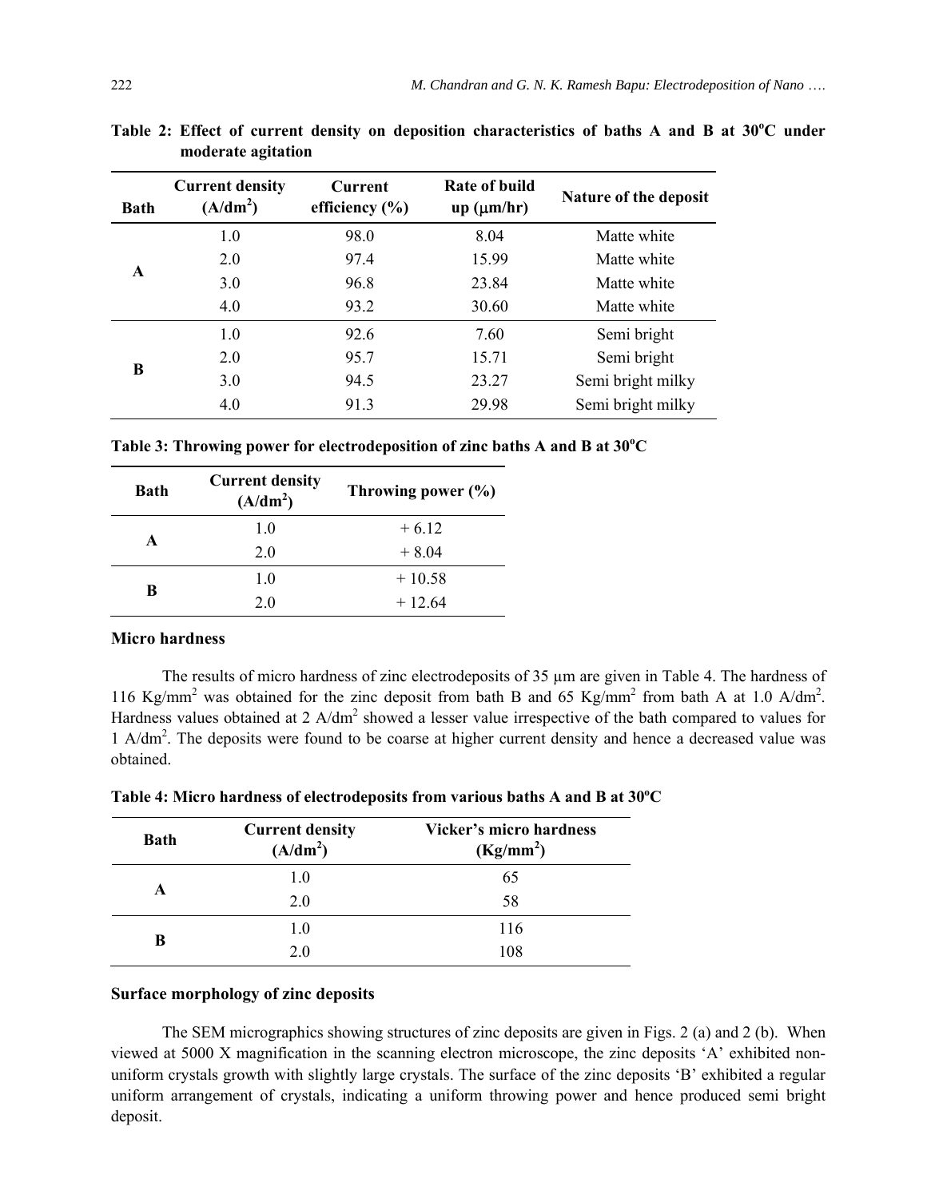**Table 2: Effect of current density on deposition characteristics of baths A and B at 30°C under moderate agitation**

| Bath | Current density ($A/dm^2$) | Current efficiency (%) | Rate of build up (μm/hr) | Nature of the deposit |
|---|---|---|---|---|
| A | 1.0 | 98.0 | 8.04 | Matte white |
| | 2.0 | 97.4 | 15.99 | Matte white |
| | 3.0 | 96.8 | 23.84 | Matte white |
| | 4.0 | 93.2 | 30.60 | Matte white |
| B | 1.0 | 92.6 | 7.60 | Semi bright |
| | 2.0 | 95.7 | 15.71 | Semi bright |
| | 3.0 | 94.5 | 23.27 | Semi bright milky |
| | 4.0 | 91.3 | 29.98 | Semi bright milky |

**Table 3: Throwing power for electrodeposition of zinc baths A and B at 30°C**

| Bath | Current density ($A/dm^2$) | Throwing power (%) |
|---|---|---|
| A | 1.0 | + 6.12 |
| | 2.0 | + 8.04 |
| B | 1.0 | + 10.58 |
| | 2.0 | + 12.64 |

### Micro hardness

The results of micro hardness of zinc electrodeposits of 35 μm are given in Table 4. The hardness of 116 $Kg/mm^2$ was obtained for the zinc deposit from bath B and 65 $Kg/mm^2$ from bath A at 1.0 $A/dm^2$. Hardness values obtained at 2 $A/dm^2$ showed a lesser value irrespective of the bath compared to values for 1 $A/dm^2$. The deposits were found to be coarse at higher current density and hence a decreased value was obtained.

**Table 4: Micro hardness of electrodeposits from various baths A and B at 30°C**

| Bath | Current density ($A/dm^2$) | Vicker's micro hardness ($Kg/mm^2$) |
|---|---|---|
| A | 1.0 | 65 |
| | 2.0 | 58 |
| B | 1.0 | 116 |
| | 2.0 | 108 |

### Surface morphology of zinc deposits

The SEM micrographics showing structures of zinc deposits are given in Figs. 2 (a) and 2 (b). When viewed at 5000 X magnification in the scanning electron microscope, the zinc deposits 'A' exhibited non-uniform crystals growth with slightly large crystals. The surface of the zinc deposits 'B' exhibited a regular uniform arrangement of crystals, indicating a uniform throwing power and hence produced semi bright deposit.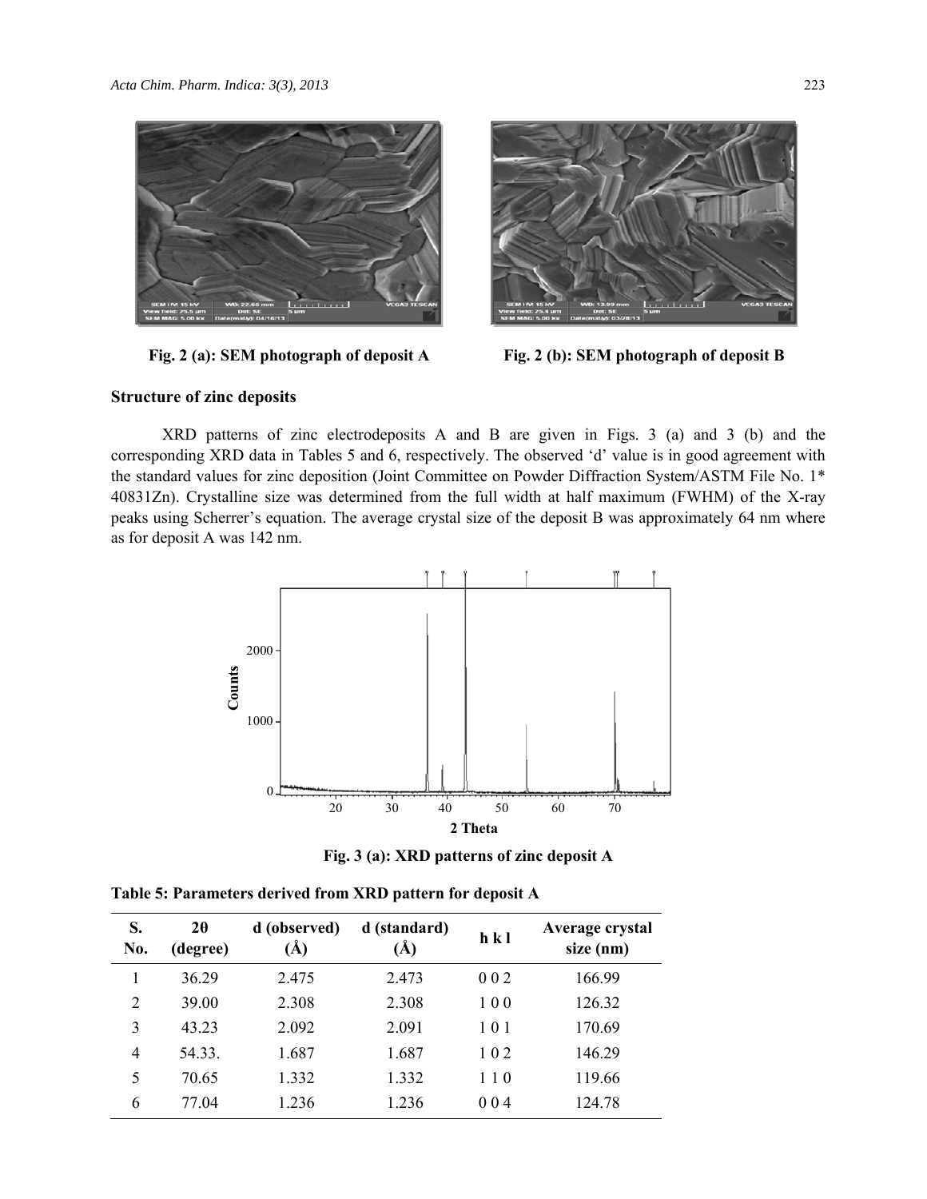Fig. 2 (a): SEM photograph of deposit A

Fig. 2 (b): SEM photograph of deposit B

### Structure of zinc deposits

XRD patterns of zinc electrodeposits A and B are given in Figs. 3 (a) and 3 (b) and the corresponding XRD data in Tables 5 and 6, respectively. The observed 'd' value is in good agreement with the standard values for zinc deposition (Joint Committee on Powder Diffraction System/ASTM File No. 1* 40831Zn). Crystalline size was determined from the full width at half maximum (FWHM) of the X-ray peaks using Scherrer's equation. The average crystal size of the deposit B was approximately 64 nm where as for deposit A was 142 nm.

Fig. 3 (a): XRD patterns of zinc deposit A

**Table 5: Parameters derived from XRD pattern for deposit A**

| S. No. | 2θ (degree) | d (observed) (Å) | d (standard) (Å) | h k l | Average crystal size (nm) |
|---|---|---|---|---|---|
| 1 | 36.29 | 2.475 | 2.473 | 0 0 2 | 166.99 |
| 2 | 39.00 | 2.308 | 2.308 | 1 0 0 | 126.32 |
| 3 | 43.23 | 2.092 | 2.091 | 1 0 1 | 170.69 |
| 4 | 54.33. | 1.687 | 1.687 | 1 0 2 | 146.29 |
| 5 | 70.65 | 1.332 | 1.332 | 1 1 0 | 119.66 |
| 6 | 77.04 | 1.236 | 1.236 | 0 0 4 | 124.78 |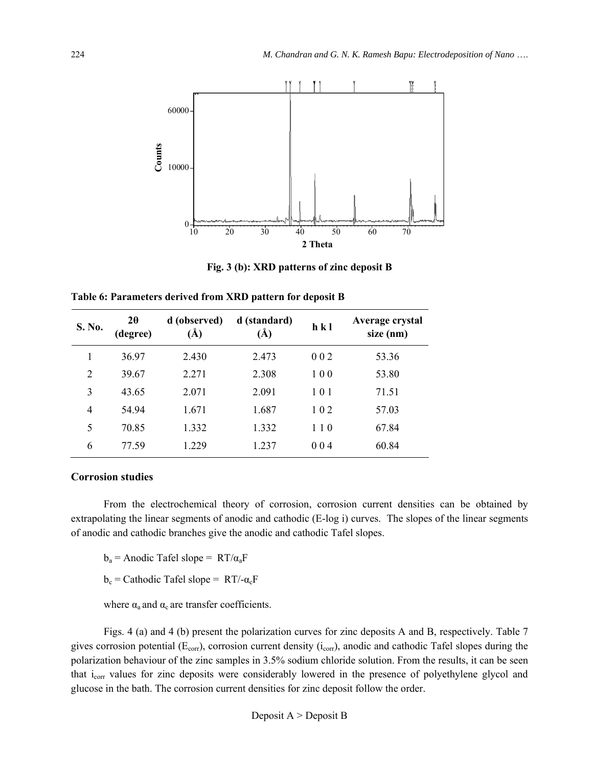Fig. 3 (b): XRD patterns of zinc deposit B

**Table 6: Parameters derived from XRD pattern for deposit B**

| S. No. | 2θ (degree) | d (observed) (Å) | d (standard) (Å) | h k l | Average crystal size (nm) |
|---|---|---|---|---|---|
| 1 | 36.97 | 2.430 | 2.473 | 0 0 2 | 53.36 |
| 2 | 39.67 | 2.271 | 2.308 | 1 0 0 | 53.80 |
| 3 | 43.65 | 2.071 | 2.091 | 1 0 1 | 71.51 |
| 4 | 54.94 | 1.671 | 1.687 | 1 0 2 | 57.03 |
| 5 | 70.85 | 1.332 | 1.332 | 1 1 0 | 67.84 |
| 6 | 77.59 | 1.229 | 1.237 | 0 0 4 | 60.84 |

**Corrosion studies**

From the electrochemical theory of corrosion, corrosion current densities can be obtained by extrapolating the linear segments of anodic and cathodic (E-log i) curves. The slopes of the linear segments of anodic and cathodic branches give the anodic and cathodic Tafel slopes.

$b_a$ = Anodic Tafel slope = $RT/\alpha_a F$

$b_c$ = Cathodic Tafel slope = $RT/-\alpha_c F$

where $\alpha_a$ and $\alpha_c$ are transfer coefficients.

Figs. 4 (a) and 4 (b) present the polarization curves for zinc deposits A and B, respectively. Table 7 gives corrosion potential ($E_{corr}$), corrosion current density ($i_{corr}$), anodic and cathodic Tafel slopes during the polarization behaviour of the zinc samples in 3.5% sodium chloride solution. From the results, it can be seen that $i_{corr}$ values for zinc deposits were considerably lowered in the presence of polyethylene glycol and glucose in the bath. The corrosion current densities for zinc deposit follow the order.

Deposit A > Deposit B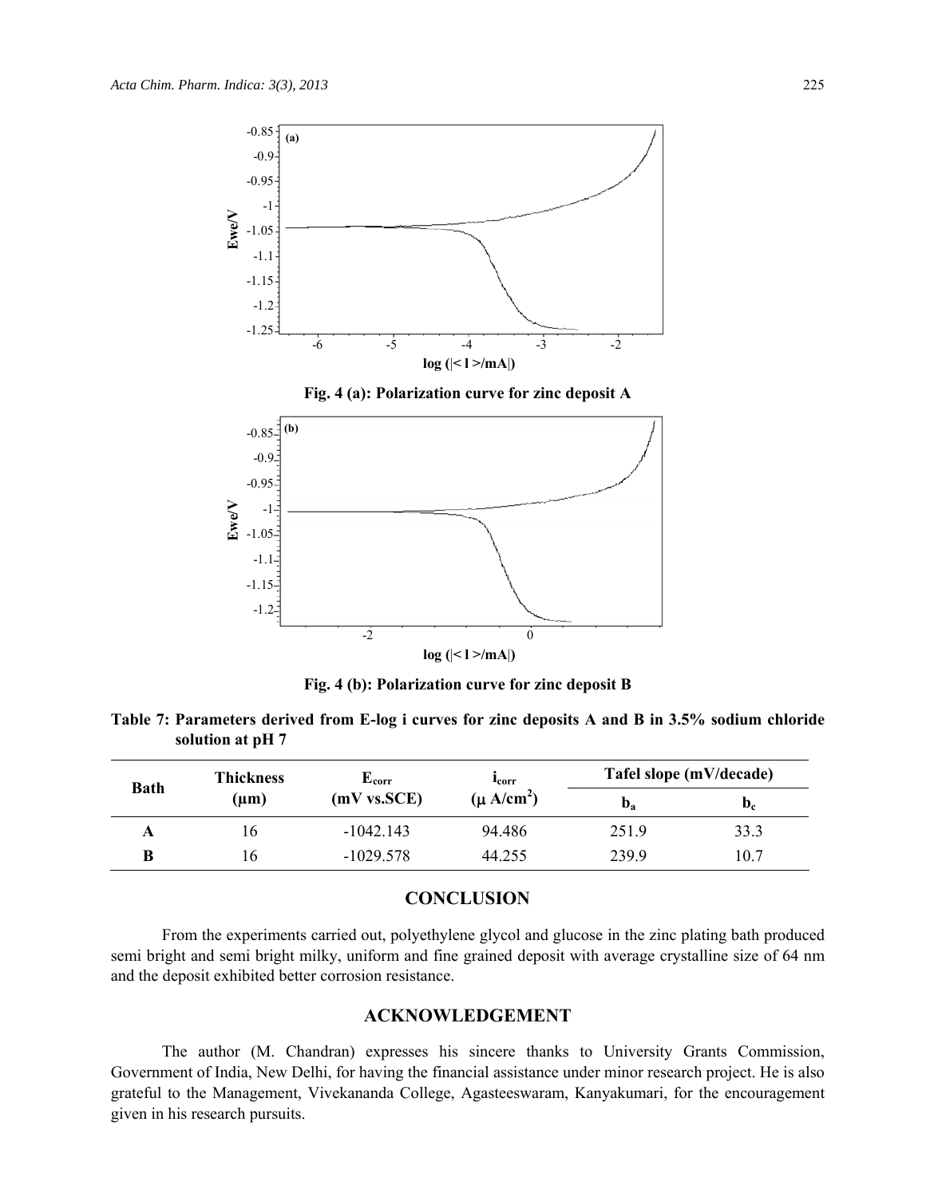Fig. 4 (a): Polarization curve for zinc deposit A

Fig. 4 (b): Polarization curve for zinc deposit B

**Table 7: Parameters derived from E-log i curves for zinc deposits A and B in 3.5% sodium chloride solution at pH 7**

| Bath | Thickness (μm) | $E_{corr}$ (mV vs.SCE) | $i_{corr}$ (μ A/cm$^2$) | Tafel slope (mV/decade) | |
|---|---|---|---|---|---|
| | | | | $b_a$ | $b_c$ |
| A | 16 | -1042.143 | 94.486 | 251.9 | 33.3 |
| B | 16 | -1029.578 | 44.255 | 239.9 | 10.7 |

## CONCLUSION

From the experiments carried out, polyethylene glycol and glucose in the zinc plating bath produced semi bright and semi bright milky, uniform and fine grained deposit with average crystalline size of 64 nm and the deposit exhibited better corrosion resistance.

## ACKNOWLEDGEMENT

The author (M. Chandran) expresses his sincere thanks to University Grants Commission, Government of India, New Delhi, for having the financial assistance under minor research project. He is also grateful to the Management, Vivekananda College, Agasteeswaram, Kanyakumari, for the encouragement given in his research pursuits.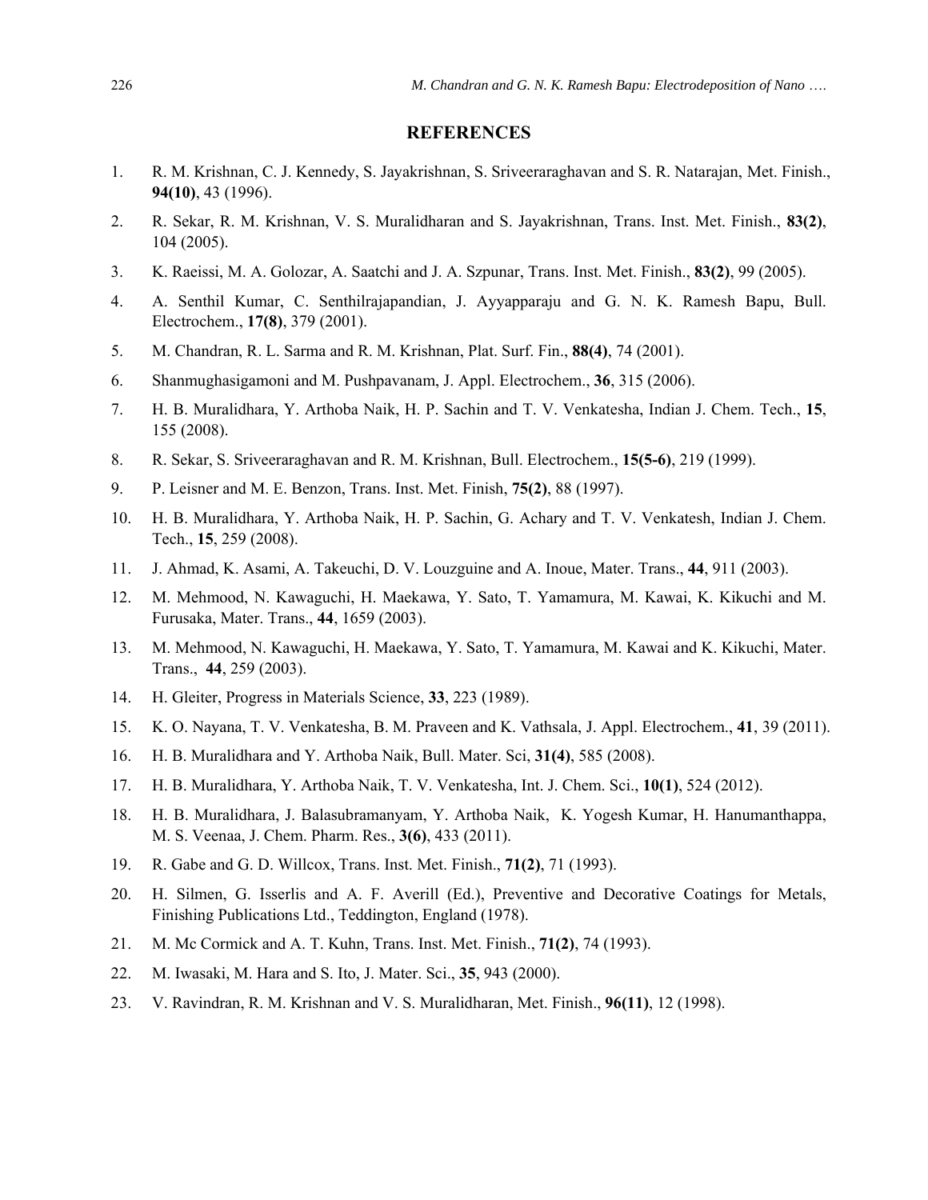## REFERENCES

1. R. M. Krishnan, C. J. Kennedy, S. Jayakrishnan, S. Sriveeraraghavan and S. R. Natarajan, Met. Finish., **94(10)**, 43 (1996).
2. R. Sekar, R. M. Krishnan, V. S. Muralidharan and S. Jayakrishnan, Trans. Inst. Met. Finish., **83(2)**, 104 (2005).
3. K. Raeissi, M. A. Golozar, A. Saatchi and J. A. Szpunar, Trans. Inst. Met. Finish., **83(2)**, 99 (2005).
4. A. Senthil Kumar, C. Senthilrajapandian, J. Ayyapparaju and G. N. K. Ramesh Bapu, Bull. Electrochem., **17(8)**, 379 (2001).
5. M. Chandran, R. L. Sarma and R. M. Krishnan, Plat. Surf. Fin., **88(4)**, 74 (2001).
6. Shanmughasigamoni and M. Pushpavanam, J. Appl. Electrochem., **36**, 315 (2006).
7. H. B. Muralidhara, Y. Arthoba Naik, H. P. Sachin and T. V. Venkatesha, Indian J. Chem. Tech., **15**, 155 (2008).
8. R. Sekar, S. Sriveeraraghavan and R. M. Krishnan, Bull. Electrochem., **15(5-6)**, 219 (1999).
9. P. Leisner and M. E. Benzon, Trans. Inst. Met. Finish, **75(2)**, 88 (1997).
10. H. B. Muralidhara, Y. Arthoba Naik, H. P. Sachin, G. Achary and T. V. Venkatesh, Indian J. Chem. Tech., **15**, 259 (2008).
11. J. Ahmad, K. Asami, A. Takeuchi, D. V. Louzguine and A. Inoue, Mater. Trans., **44**, 911 (2003).
12. M. Mehmood, N. Kawaguchi, H. Maekawa, Y. Sato, T. Yamamura, M. Kawai, K. Kikuchi and M. Furusaka, Mater. Trans., **44**, 1659 (2003).
13. M. Mehmood, N. Kawaguchi, H. Maekawa, Y. Sato, T. Yamamura, M. Kawai and K. Kikuchi, Mater. Trans., **44**, 259 (2003).
14. H. Gleiter, Progress in Materials Science, **33**, 223 (1989).
15. K. O. Nayana, T. V. Venkatesha, B. M. Praveen and K. Vathsala, J. Appl. Electrochem., **41**, 39 (2011).
16. H. B. Muralidhara and Y. Arthoba Naik, Bull. Mater. Sci, **31(4)**, 585 (2008).
17. H. B. Muralidhara, Y. Arthoba Naik, T. V. Venkatesha, Int. J. Chem. Sci., **10(1)**, 524 (2012).
18. H. B. Muralidhara, J. Balasubramanyam, Y. Arthoba Naik, K. Yogesh Kumar, H. Hanumanthappa, M. S. Veenaa, J. Chem. Pharm. Res., **3(6)**, 433 (2011).
19. R. Gabe and G. D. Willcox, Trans. Inst. Met. Finish., **71(2)**, 71 (1993).
20. H. Silmen, G. Isserlis and A. F. Averill (Ed.), Preventive and Decorative Coatings for Metals, Finishing Publications Ltd., Teddington, England (1978).
21. M. Mc Cormick and A. T. Kuhn, Trans. Inst. Met. Finish., **71(2)**, 74 (1993).
22. M. Iwasaki, M. Hara and S. Ito, J. Mater. Sci., **35**, 943 (2000).
23. V. Ravindran, R. M. Krishnan and V. S. Muralidharan, Met. Finish., **96(11)**, 12 (1998).